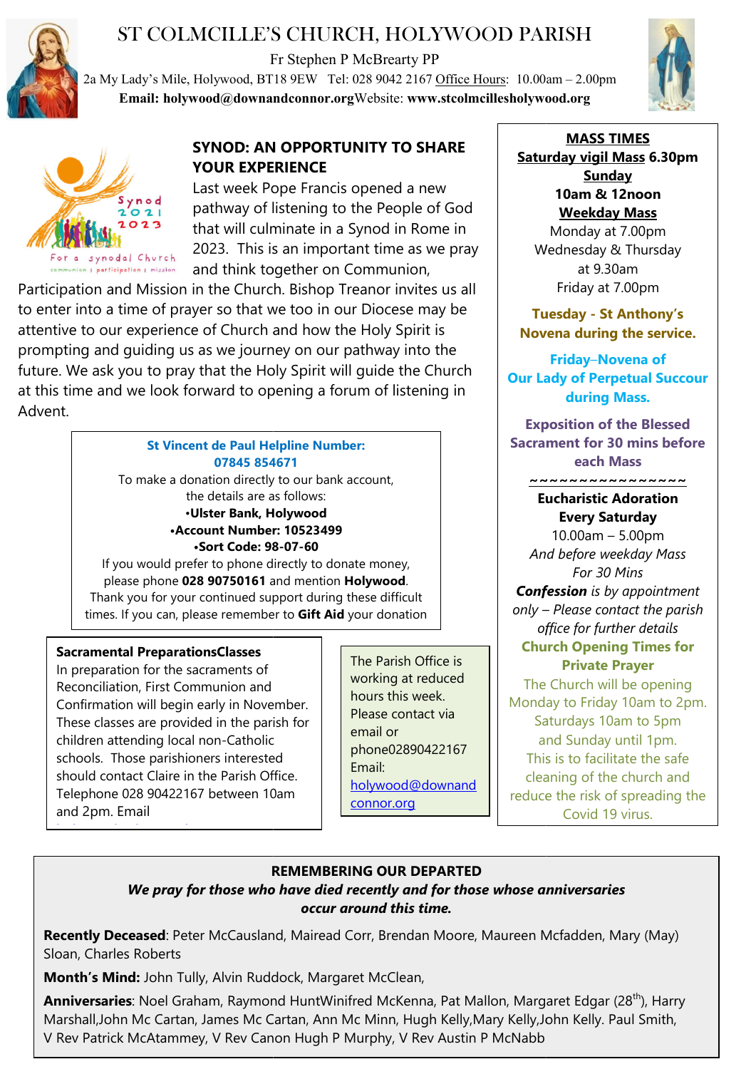# ST COLMCILLE'S CHURCH, HOLYWOOD PARISH

Fr Stephen P McBrearty PP

2a My Lady's Mile, Holywood, BT18 9EW Tel: 028 9042 2167 Office Hours: 10.00am – 2.00pm

**Email: holywood@downandconnor.org** Website: **www.stcolmcillesholywood.org**

## SYNOD: AN OPPORTUNITY TO SHARE YOUR EXPERIENCE

Last week Pope Francis opened a new pathway of listening to the People of God that will culminate in a Synod in Rome in 2023. This is an important time as we pray and think together on Communion, Participation and Mission in the Church. Bishop Treanor invites us all to enter into a time of prayer so that we too in our Diocese may be attentive to our experience of Church and how the Holy Spirit is prompting and guiding us as we journey on our pathway into the future. We ask you to pray that the Holy Spirit will guide the Church at this time and we look forward to opening a forum of listening in Advent.

**St Vincent de Paul Helpline Number: 07845 854671**

To make a donation directly to our bank account, the details are as follows:

- **Ulster Bank, Holywood**
- **Account Number: 10523499**
- **Sort Code: 98-07-60**

If you would prefer to phone directly to donate money, please phone **028 90750161** and mention **Holywood**. Thank you for your continued support during these difficult times. If you can, please remember to **Gift Aid** your donation

**Sacramental PreparationsClasses**

In preparation for the sacraments of Reconciliation, First Communion and Confirmation will begin early in November. These classes are provided in the parish for children attending local non-Catholic schools. Those parishioners interested should contact Claire in the Parish Office. Telephone 028 90422167 between 10am and 2pm. Email

The Parish Office is working at reduced hours this week. Please contact via email or phone02890422167 Email: holywood@downandconnor.org

**MASS TIMES**

**Saturday vigil Mass 6.30pm**

**Sunday**

**10am & 12noon**

**Weekday Mass**

Monday at 7.00pm

Wednesday & Thursday at 9.30am

Friday at 7.00pm

**Tuesday - St Anthony's Novena during the service.**

**Friday–Novena of Our Lady of Perpetual Succour during Mass.**

**Exposition of the Blessed Sacrament for 30 mins before each Mass**

~~~~~~~~~~~~~~~~

**Eucharistic Adoration Every Saturday**

10.00am – 5.00pm

*And before weekday Mass For 30 Mins*

***Confession** is by appointment only – Please contact the parish office for further details*

**Church Opening Times for Private Prayer**

The Church will be opening Monday to Friday 10am to 2pm. Saturdays 10am to 5pm and Sunday until 1pm. This is to facilitate the safe cleaning of the church and reduce the risk of spreading the Covid 19 virus.

**REMEMBERING OUR DEPARTED**

***We pray for those who have died recently and for those whose anniversaries occur around this time.***

**Recently Deceased**: Peter McCausland, Mairead Corr, Brendan Moore, Maureen Mcfadden, Mary (May) Sloan, Charles Roberts

**Month's Mind:** John Tully, Alvin Ruddock, Margaret McClean,

**Anniversaries**: Noel Graham, Raymond HuntWinifred McKenna, Pat Mallon, Margaret Edgar (28th), Harry Marshall,John Mc Cartan, James Mc Cartan, Ann Mc Minn, Hugh Kelly,Mary Kelly,John Kelly. Paul Smith, V Rev Patrick McAtammey, V Rev Canon Hugh P Murphy, V Rev Austin P McNabb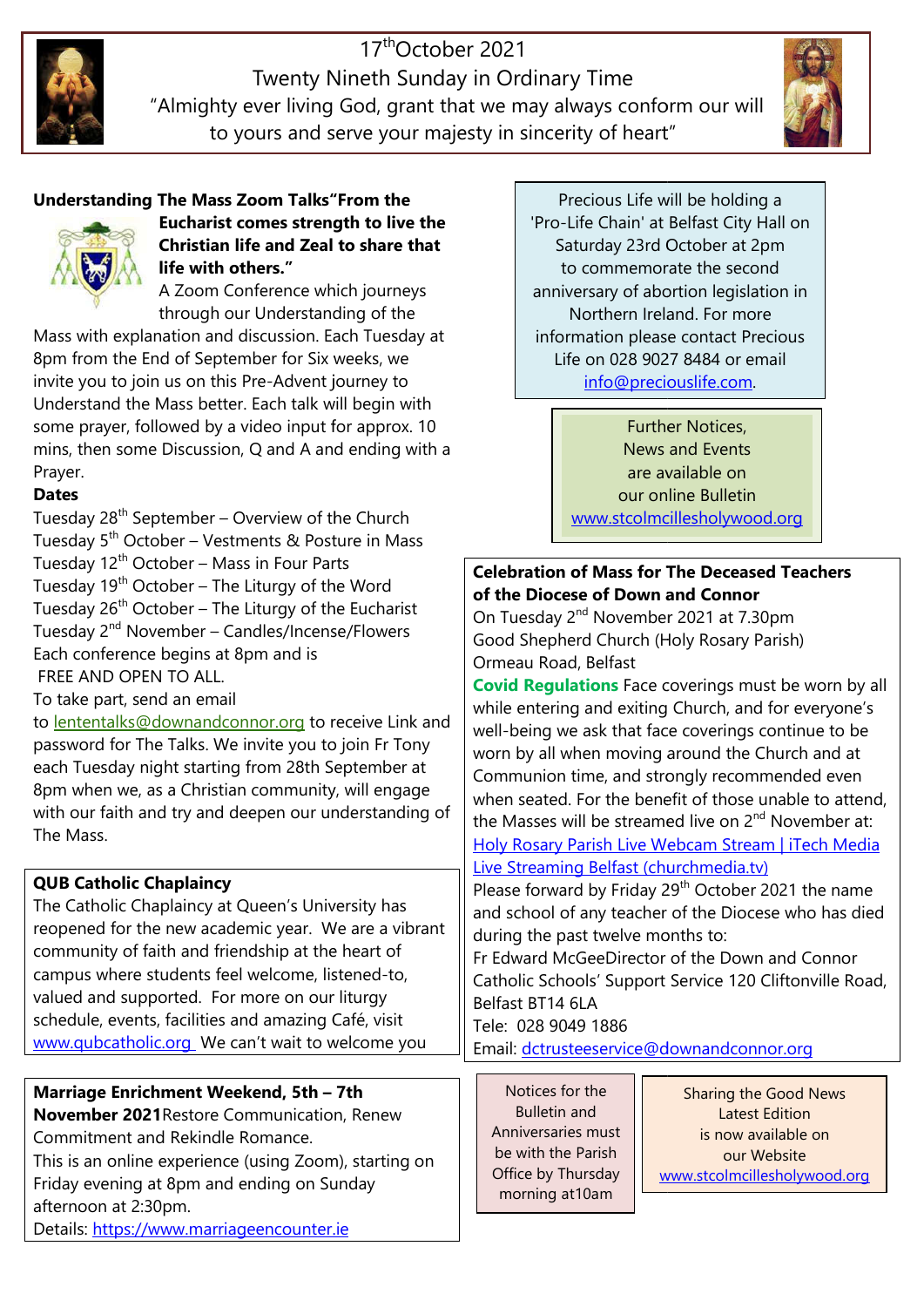17th October 2021

Twenty Nineth Sunday in Ordinary Time

"Almighty ever living God, grant that we may always conform our will to yours and serve your majesty in sincerity of heart"

**Understanding The Mass Zoom Talks "From the Eucharist comes strength to live the Christian life and Zeal to share that life with others."**

A Zoom Conference which journeys through our Understanding of the Mass with explanation and discussion. Each Tuesday at 8pm from the End of September for Six weeks, we invite you to join us on this Pre-Advent journey to Understand the Mass better. Each talk will begin with some prayer, followed by a video input for approx. 10 mins, then some Discussion, Q and A and ending with a Prayer.

**Dates**

Tuesday 28th September – Overview of the Church
Tuesday 5th October – Vestments & Posture in Mass
Tuesday 12th October – Mass in Four Parts
Tuesday 19th October – The Liturgy of the Word
Tuesday 26th October – The Liturgy of the Eucharist
Tuesday 2nd November – Candles/Incense/Flowers
Each conference begins at 8pm and is
FREE AND OPEN TO ALL.

To take part, send an email to lententalks@downandconnor.org to receive Link and password for The Talks. We invite you to join Fr Tony each Tuesday night starting from 28th September at 8pm when we, as a Christian community, will engage with our faith and try and deepen our understanding of The Mass.

**QUB Catholic Chaplaincy**

The Catholic Chaplaincy at Queen's University has reopened for the new academic year. We are a vibrant community of faith and friendship at the heart of campus where students feel welcome, listened-to, valued and supported. For more on our liturgy schedule, events, facilities and amazing Café, visit www.qubcatholic.org We can't wait to welcome you

**Marriage Enrichment Weekend, 5th – 7th November 2021** Restore Communication, Renew Commitment and Rekindle Romance.

This is an online experience (using Zoom), starting on Friday evening at 8pm and ending on Sunday afternoon at 2:30pm.

Details: https://www.marriageencounter.ie

Precious Life will be holding a 'Pro-Life Chain' at Belfast City Hall on Saturday 23rd October at 2pm to commemorate the second anniversary of abortion legislation in Northern Ireland. For more information please contact Precious Life on 028 9027 8484 or email info@preciouslife.com.

Further Notices, News and Events are available on our online Bulletin www.stcolmcilleslolywood.org

**Celebration of Mass for The Deceased Teachers of the Diocese of Down and Connor**

On Tuesday 2nd November 2021 at 7.30pm
Good Shepherd Church (Holy Rosary Parish)
Ormeau Road, Belfast

**Covid Regulations** Face coverings must be worn by all while entering and exiting Church, and for everyone's well-being we ask that face coverings continue to be worn by all when moving around the Church and at Communion time, and strongly recommended even when seated. For the benefit of those unable to attend, the Masses will be streamed live on 2nd November at: Holy Rosary Parish Live Webcam Stream | iTech Media Live Streaming Belfast (churchmedia.tv)

Please forward by Friday 29th October 2021 the name and school of any teacher of the Diocese who has died during the past twelve months to:

Fr Edward McGeeDirector of the Down and Connor Catholic Schools' Support Service 120 Cliftonville Road, Belfast BT14 6LA

Tele: 028 9049 1886

Email: dctrusteeservice@downandconnor.org

Notices for the Bulletin and Anniversaries must be with the Parish Office by Thursday morning at10am

Sharing the Good News Latest Edition is now available on our Website www.stcolmcilleslolywood.org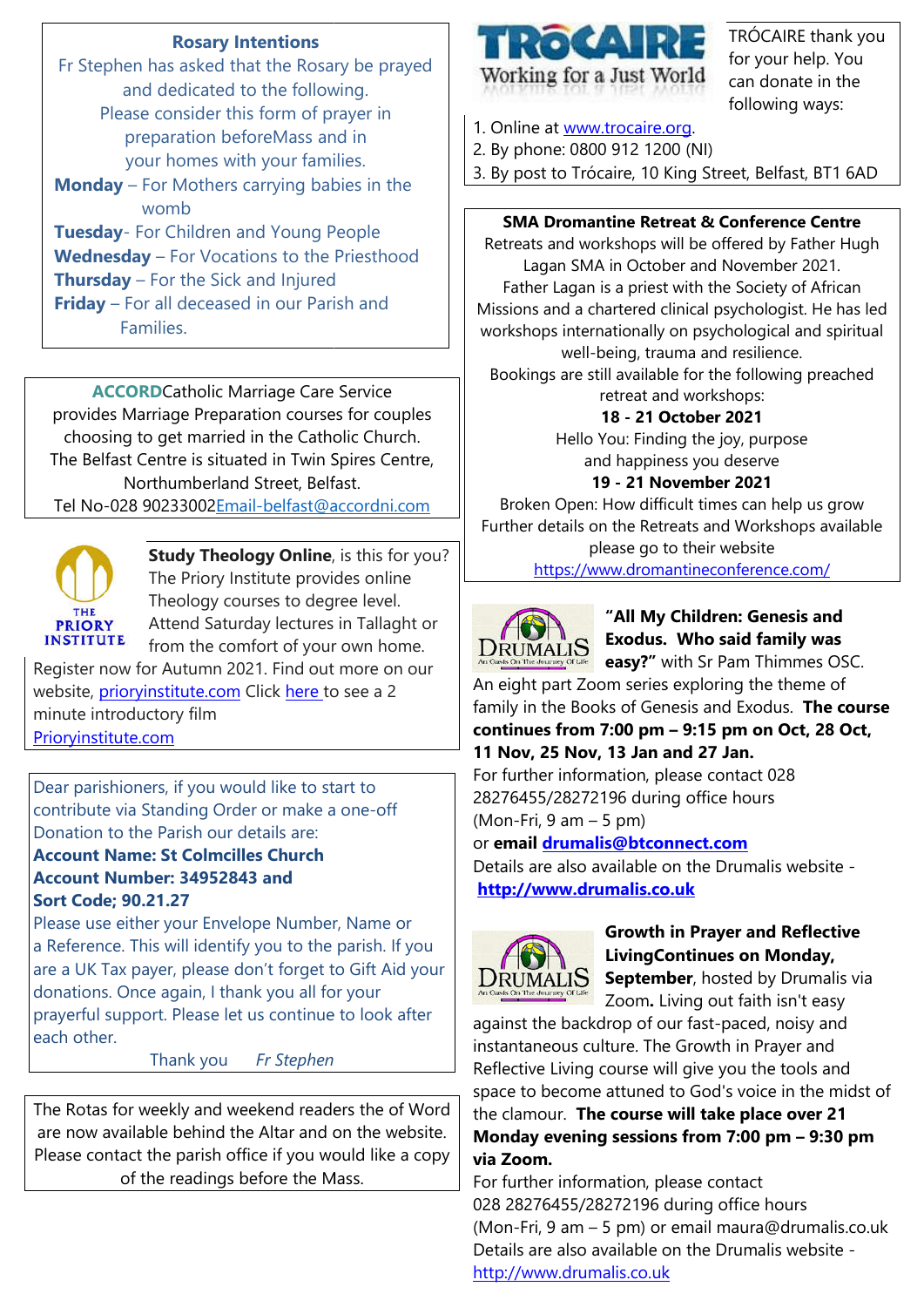**Rosary Intentions**

Fr Stephen has asked that the Rosary be prayed and dedicated to the following. Please consider this form of prayer in preparation beforeMass and in your homes with your families.

**Monday** – For Mothers carrying babies in the womb
**Tuesday**- For Children and Young People
**Wednesday** – For Vocations to the Priesthood
**Thursday** – For the Sick and Injured
**Friday** – For all deceased in our Parish and Families.

**ACCORD**Catholic Marriage Care Service provides Marriage Preparation courses for couples choosing to get married in the Catholic Church. The Belfast Centre is situated in Twin Spires Centre, Northumberland Street, Belfast.
Tel No-028 90233002Email-belfast@accordni.com

**Study Theology Online**, is this for you? The Priory Institute provides online Theology courses to degree level. Attend Saturday lectures in Tallaght or from the comfort of your own home. Register now for Autumn 2021. Find out more on our website, prioryinstitute.com Click here to see a 2 minute introductory film
Prioryinstitute.com

Dear parishioners, if you would like to start to contribute via Standing Order or make a one-off Donation to the Parish our details are:
**Account Name: St Colmcilles Church**
**Account Number: 34952843 and**
**Sort Code; 90.21.27**
Please use either your Envelope Number, Name or a Reference. This will identify you to the parish. If you are a UK Tax payer, please don't forget to Gift Aid your donations. Once again, I thank you all for your prayerful support. Please let us continue to look after each other.

Thank you *Fr Stephen*

The Rotas for weekly and weekend readers the of Word are now available behind the Altar and on the website. Please contact the parish office if you would like a copy of the readings before the Mass.

TRÓCAIRE Working for a Just World

TRÓCAIRE thank you for your help. You can donate in the following ways:

1. Online at www.trocaire.org.
2. By phone: 0800 912 1200 (NI)
3. By post to Trócaire, 10 King Street, Belfast, BT1 6AD

**SMA Dromantine Retreat & Conference Centre**

Retreats and workshops will be offered by Father Hugh Lagan SMA in October and November 2021. Father Lagan is a priest with the Society of African Missions and a chartered clinical psychologist. He has led workshops internationally on psychological and spiritual well-being, trauma and resilience. Bookings are still available for the following preached retreat and workshops:

**18 - 21 October 2021**
Hello You: Finding the joy, purpose and happiness you deserve

**19 - 21 November 2021**
Broken Open: How difficult times can help us grow

Further details on the Retreats and Workshops available please go to their website
https://www.dromantineconference.com/

**"All My Children: Genesis and Exodus. Who said family was easy?"** with Sr Pam Thimmes OSC. An eight part Zoom series exploring the theme of family in the Books of Genesis and Exodus. **The course continues from 7:00 pm – 9:15 pm on Oct, 28 Oct, 11 Nov, 25 Nov, 13 Jan and 27 Jan.**
For further information, please contact 028 28276455/28272196 during office hours (Mon-Fri, 9 am – 5 pm)
or **email drumalis@btconnect.com**
Details are also available on the Drumalis website - **http://www.drumalis.co.uk**

**Growth in Prayer and Reflective LivingContinues on Monday, September**, hosted by Drumalis via Zoom**.** Living out faith isn't easy against the backdrop of our fast-paced, noisy and instantaneous culture. The Growth in Prayer and Reflective Living course will give you the tools and space to become attuned to God's voice in the midst of the clamour. **The course will take place over 21 Monday evening sessions from 7:00 pm – 9:30 pm via Zoom.**
For further information, please contact 028 28276455/28272196 during office hours (Mon-Fri, 9 am – 5 pm) or email maura@drumalis.co.uk
Details are also available on the Drumalis website - http://www.drumalis.co.uk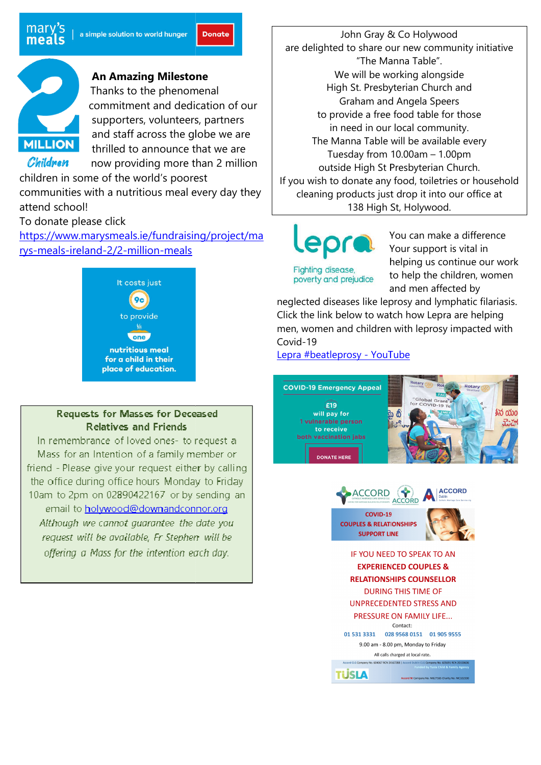mary's meals | a simple solution to world hunger | Donate

2 MILLION Children

### An Amazing Milestone

Thanks to the phenomenal commitment and dedication of our supporters, volunteers, partners and staff across the globe we are thrilled to announce that we are now providing more than 2 million children in some of the world's poorest communities with a nutritious meal every day they attend school!

To donate please click

https://www.marysmeals.ie/fundraising/project/marys-meals-ireland-2/2-million-meals

It costs just 9c to provide one nutritious meal for a child in their place of education.

**Requests for Masses for Deceased Relatives and Friends**

In remembrance of loved ones- to request a Mass for an Intention of a family member or friend - Please give your request either by calling the office during office hours Monday to Friday 10am to 2pm on 02890422167 or by sending an email to holywood@downandconnor.org

*Although we cannot guarantee the date you request will be available, Fr Stephen will be offering a Mass for the intention each day.*

John Gray & Co Holywood
are delighted to share our new community initiative
"The Manna Table".
We will be working alongside
High St. Presbyterian Church and
Graham and Angela Speers
to provide a free food table for those
in need in our local community.
The Manna Table will be available every
Tuesday from 10.00am – 1.00pm
outside High St Presbyterian Church.
If you wish to donate any food, toiletries or household cleaning products just drop it into our office at
138 High St, Holywood.

lepra — Fighting disease, poverty and prejudice

You can make a difference Your support is vital in helping us continue our work to help the children, women and men affected by neglected diseases like leprosy and lymphatic filariasis. Click the link below to watch how Lepra are helping men, women and children with leprosy impacted with Covid-19

Lepra #beatleprosy - YouTube

COVID-19 Emergency Appeal

£19 will pay for 1 vulnerable person to receive both vaccination jabs

DONATE HERE

ACCORD

COVID-19 COUPLES & RELATIONSHIPS SUPPORT LINE

IF YOU NEED TO SPEAK TO AN EXPERIENCED COUPLES & RELATIONSHIPS COUNSELLOR DURING THIS TIME OF UNPRECEDENTED STRESS AND PRESSURE ON FAMILY LIFE...

Contact:

01 531 3331 028 9568 0151 01 905 9555

9.00 am - 8.00 pm, Monday to Friday

All calls charged at local rate.

TUSLA